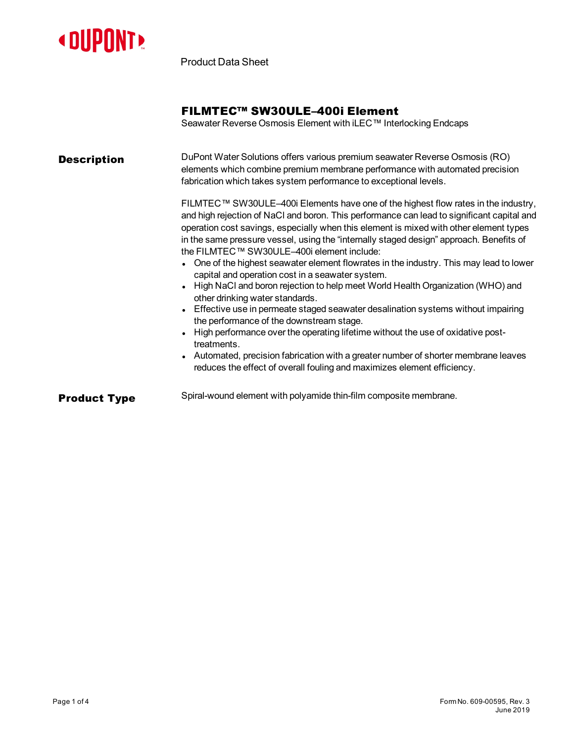DUPONT

Product Data Sheet

# FILMTEC™ SW30ULE–400i Element

Seawater Reverse Osmosis Element with iLEC™ Interlocking Endcaps

## Description

DuPont Water Solutions offers various premium seawater Reverse Osmosis (RO) elements which combine premium membrane performance with automated precision fabrication which takes system performance to exceptional levels.

FILMTEC™ SW30ULE–400i Elements have one of the highest flow rates in the industry, and high rejection of NaCl and boron. This performance can lead to significant capital and operation cost savings, especially when this element is mixed with other element types in the same pressure vessel, using the "internally staged design" approach. Benefits of the FILMTEC™ SW30ULE–400i element include:

- One of the highest seawater element flowrates in the industry. This may lead to lower capital and operation cost in a seawater system.
- High NaCl and boron rejection to help meet World Health Organization (WHO) and other drinking water standards.
- Effective use in permeate staged seawater desalination systems without impairing the performance of the downstream stage.
- High performance over the operating lifetime without the use of oxidative post-treatments.
- Automated, precision fabrication with a greater number of shorter membrane leaves reduces the effect of overall fouling and maximizes element efficiency.

## Product Type

Spiral-wound element with polyamide thin-film composite membrane.

Form No. 609-00595, Rev. 3
June 2019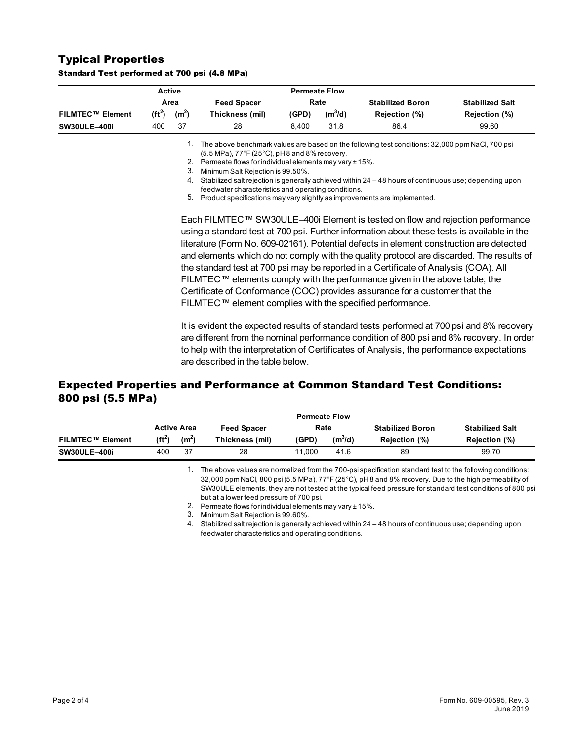## Typical Properties

#### Standard Test performed at 700 psi (4.8 MPa)

| FILMTEC™ Element | Active Area | | Feed Spacer | Permeate Flow Rate | | Stabilized Boron | Stabilized Salt |
|---|---|---|---|---|---|---|---|
| | ($ft^2$) | ($m^2$) | Thickness (mil) | (GPD) | ($m^3$/d) | Rejection (%) | Rejection (%) |
| **SW30ULE–400i** | 400 | 37 | 28 | 8,400 | 31.8 | 86.4 | 99.60 |

1. The above benchmark values are based on the following test conditions: 32,000 ppm NaCl, 700 psi (5.5 MPa), 77°F (25°C), pH 8 and 8% recovery.
2. Permeate flows for individual elements may vary ± 15%.
3. Minimum Salt Rejection is 99.50%.
4. Stabilized salt rejection is generally achieved within 24 – 48 hours of continuous use; depending upon feedwater characteristics and operating conditions.
5. Product specifications may vary slightly as improvements are implemented.

Each FILMTEC™ SW30ULE–400i Element is tested on flow and rejection performance using a standard test at 700 psi. Further information about these tests is available in the literature (Form No. 609-02161). Potential defects in element construction are detected and elements which do not comply with the quality protocol are discarded. The results of the standard test at 700 psi may be reported in a Certificate of Analysis (COA). All FILMTEC™ elements comply with the performance given in the above table; the Certificate of Conformance (COC) provides assurance for a customer that the FILMTEC™ element complies with the specified performance.

It is evident the expected results of standard tests performed at 700 psi and 8% recovery are different from the nominal performance condition of 800 psi and 8% recovery. In order to help with the interpretation of Certificates of Analysis, the performance expectations are described in the table below.

## Expected Properties and Performance at Common Standard Test Conditions: 800 psi (5.5 MPa)

| FILMTEC™ Element | Active Area | | Feed Spacer | Permeate Flow Rate | | Stabilized Boron | Stabilized Salt |
|---|---|---|---|---|---|---|---|
| | ($ft^2$) | ($m^2$) | Thickness (mil) | (GPD) | ($m^3$/d) | Rejection (%) | Rejection (%) |
| **SW30ULE–400i** | 400 | 37 | 28 | 11,000 | 41.6 | 89 | 99.70 |

1. The above values are normalized from the 700-psi specification standard test to the following conditions: 32,000 ppm NaCl, 800 psi (5.5 MPa), 77°F (25°C), pH 8 and 8% recovery. Due to the high permeability of SW30ULE elements, they are not tested at the typical feed pressure for standard test conditions of 800 psi but at a lower feed pressure of 700 psi.
2. Permeate flows for individual elements may vary ± 15%.
3. Minimum Salt Rejection is 99.60%.
4. Stabilized salt rejection is generally achieved within 24 – 48 hours of continuous use; depending upon feedwater characteristics and operating conditions.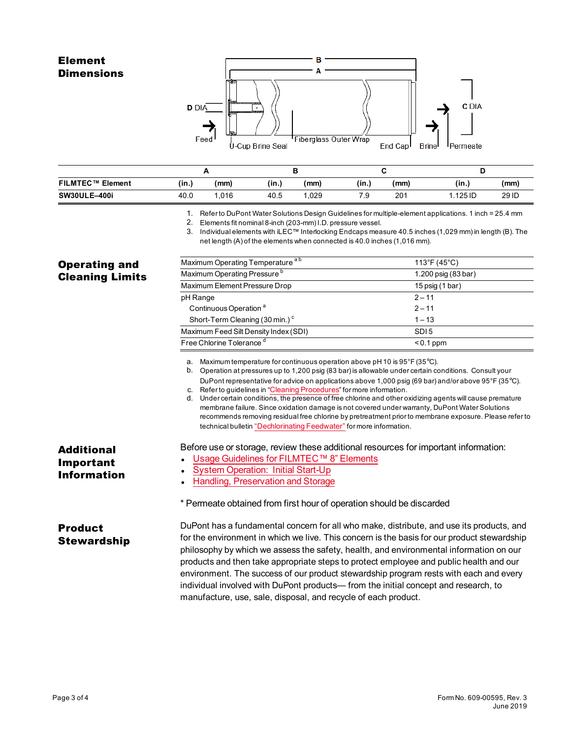## Element Dimensions

| | A | | B | | C | | D | |
|---|---|---|---|---|---|---|---|---|
| FILMTEC™ Element | (in.) | (mm) | (in.) | (mm) | (in.) | (mm) | (in.) | (mm) |
| SW30ULE–400i | 40.0 | 1,016 | 40.5 | 1,029 | 7.9 | 201 | 1.125 ID | 29 ID |

1. Refer to DuPont Water Solutions Design Guidelines for multiple-element applications. 1 inch = 25.4 mm
2. Elements fit nominal 8-inch (203-mm) I.D. pressure vessel.
3. Individual elements with iLEC™ Interlocking Endcaps measure 40.5 inches (1,029 mm) in length (B). The net length (A) of the elements when connected is 40.0 inches (1,016 mm).

## Operating and Cleaning Limits

| | |
|---|---|
| Maximum Operating Temperature [a b] | 113°F (45°C) |
| Maximum Operating Pressure [b] | 1,200 psig (83 bar) |
| Maximum Element Pressure Drop | 15 psig (1 bar) |
| pH Range | 2 – 11 |
| Continuous Operation [a] | 2 – 11 |
| Short-Term Cleaning (30 min.) [c] | 1 – 13 |
| Maximum Feed Silt Density Index (SDI) | SDI 5 |
| Free Chlorine Tolerance [d] | < 0.1 ppm |

a. Maximum temperature for continuous operation above pH 10 is 95°F (35°C).
b. Operation at pressures up to 1,200 psig (83 bar) is allowable under certain conditions. Consult your DuPont representative for advice on applications above 1,000 psig (69 bar) and/or above 95°F (35°C).
c. Refer to guidelines in "Cleaning Procedures" for more information.
d. Under certain conditions, the presence of free chlorine and other oxidizing agents will cause premature membrane failure. Since oxidation damage is not covered under warranty, DuPont Water Solutions recommends removing residual free chlorine by pretreatment prior to membrane exposure. Please refer to technical bulletin "Dechlorinating Feedwater" for more information.

## Additional Important Information

Before use or storage, review these additional resources for important information:

- Usage Guidelines for FILMTEC™ 8" Elements
- System Operation: Initial Start-Up
- Handling, Preservation and Storage

* Permeate obtained from first hour of operation should be discarded

## Product Stewardship

DuPont has a fundamental concern for all who make, distribute, and use its products, and for the environment in which we live. This concern is the basis for our product stewardship philosophy by which we assess the safety, health, and environmental information on our products and then take appropriate steps to protect employee and public health and our environment. The success of our product stewardship program rests with each and every individual involved with DuPont products— from the initial concept and research, to manufacture, use, sale, disposal, and recycle of each product.

Form No. 609-00595, Rev. 3
June 2019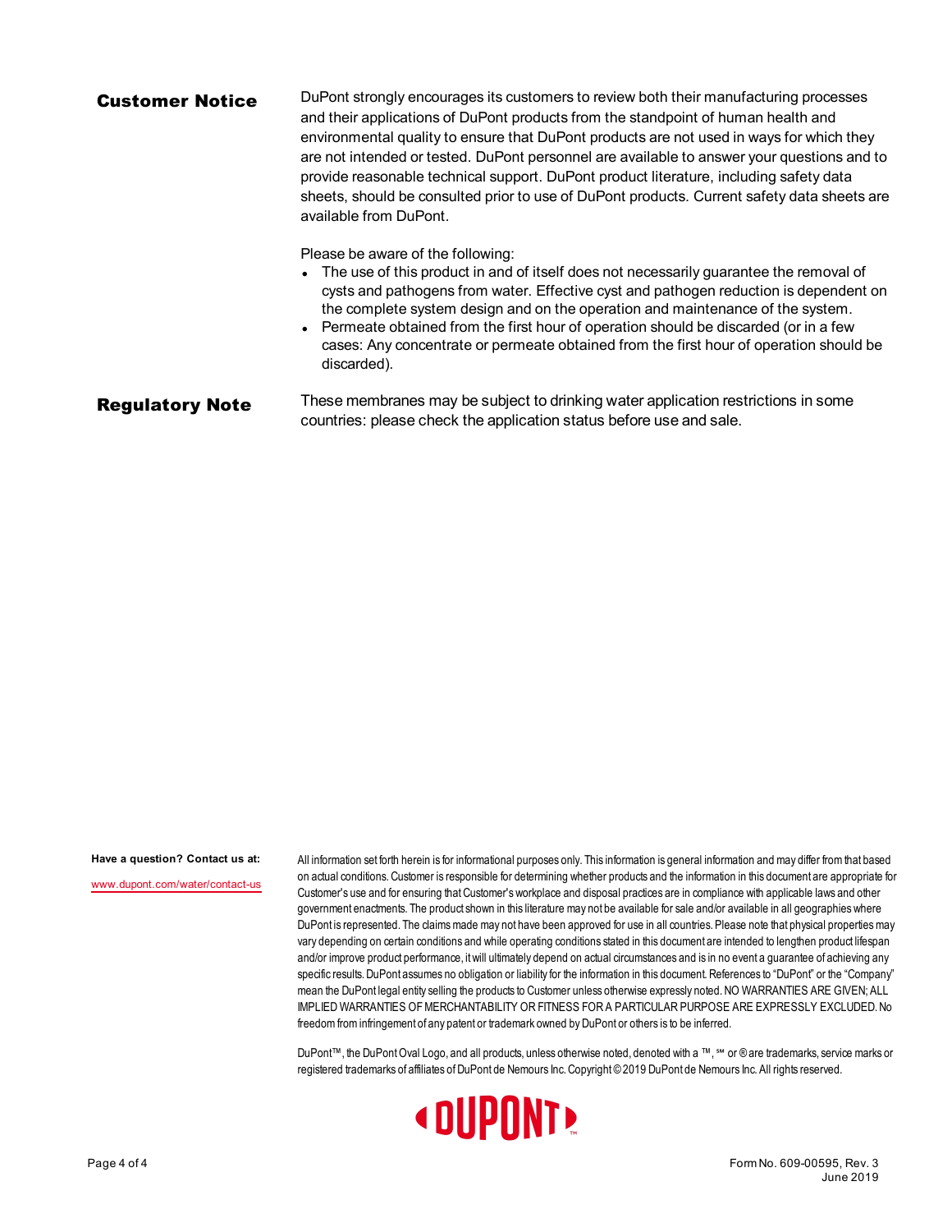## Customer Notice

DuPont strongly encourages its customers to review both their manufacturing processes and their applications of DuPont products from the standpoint of human health and environmental quality to ensure that DuPont products are not used in ways for which they are not intended or tested. DuPont personnel are available to answer your questions and to provide reasonable technical support. DuPont product literature, including safety data sheets, should be consulted prior to use of DuPont products. Current safety data sheets are available from DuPont.

Please be aware of the following:

- The use of this product in and of itself does not necessarily guarantee the removal of cysts and pathogens from water. Effective cyst and pathogen reduction is dependent on the complete system design and on the operation and maintenance of the system.
- Permeate obtained from the first hour of operation should be discarded (or in a few cases: Any concentrate or permeate obtained from the first hour of operation should be discarded).

## Regulatory Note

These membranes may be subject to drinking water application restrictions in some countries: please check the application status before use and sale.

**Have a question? Contact us at:**

www.dupont.com/water/contact-us

All information set forth herein is for informational purposes only. This information is general information and may differ from that based on actual conditions. Customer is responsible for determining whether products and the information in this document are appropriate for Customer's use and for ensuring that Customer's workplace and disposal practices are in compliance with applicable laws and other government enactments. The product shown in this literature may not be available for sale and/or available in all geographies where DuPont is represented. The claims made may not have been approved for use in all countries. Please note that physical properties may vary depending on certain conditions and while operating conditions stated in this document are intended to lengthen product lifespan and/or improve product performance, it will ultimately depend on actual circumstances and is in no event a guarantee of achieving any specific results. DuPont assumes no obligation or liability for the information in this document. References to "DuPont" or the "Company" mean the DuPont legal entity selling the products to Customer unless otherwise expressly noted. NO WARRANTIES ARE GIVEN; ALL IMPLIED WARRANTIES OF MERCHANTABILITY OR FITNESS FOR A PARTICULAR PURPOSE ARE EXPRESSLY EXCLUDED. No freedom from infringement of any patent or trademark owned by DuPont or others is to be inferred.

DuPont™, the DuPont Oval Logo, and all products, unless otherwise noted, denoted with a ™, ℠ or ® are trademarks, service marks or registered trademarks of affiliates of DuPont de Nemours Inc. Copyright © 2019 DuPont de Nemours Inc. All rights reserved.

Form No. 609-00595, Rev. 3
June 2019